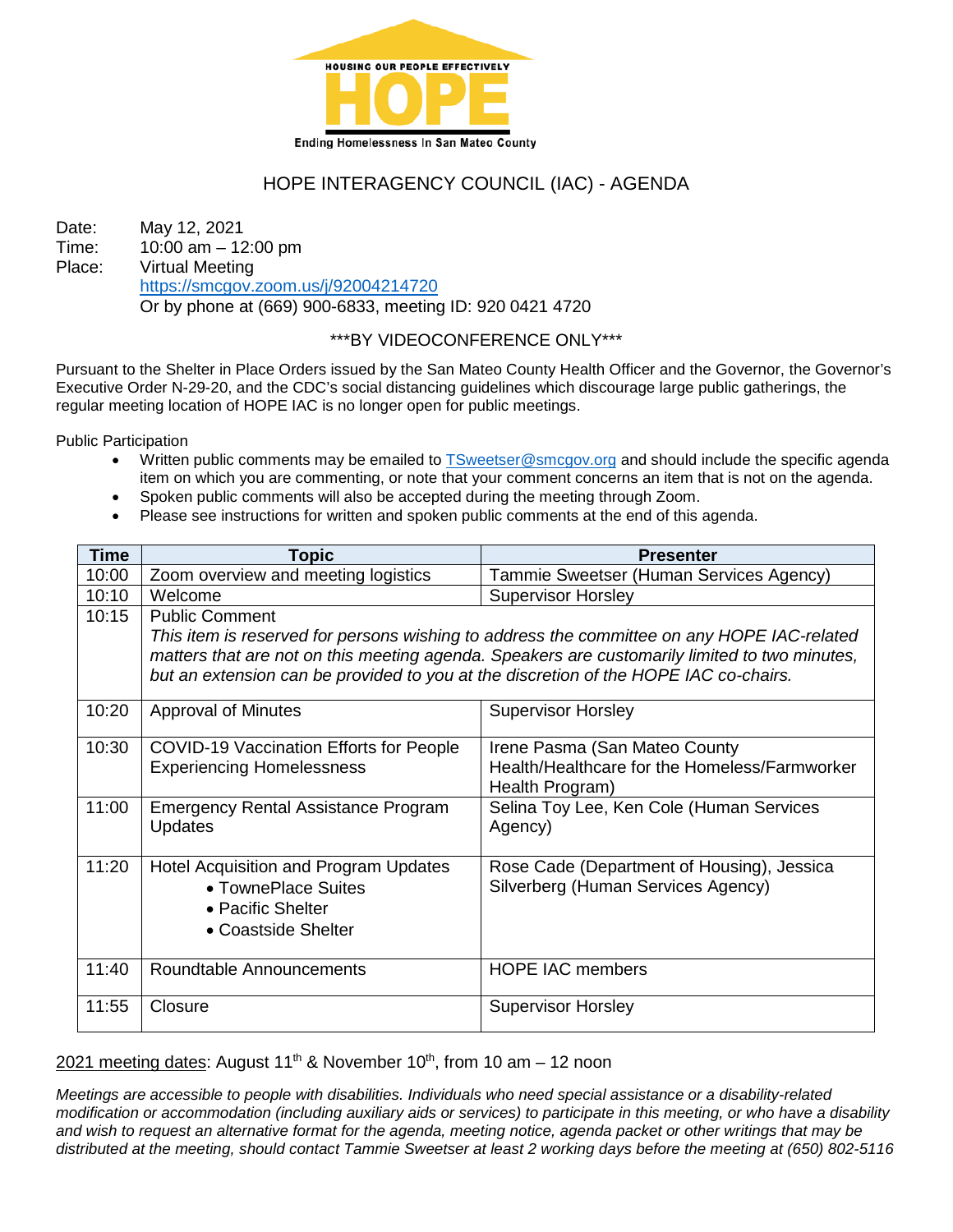HOUSING OUR PEOPLE EFFECTIVELY

HOPE

Ending Homelessness In San Mateo County

# HOPE INTERAGENCY COUNCIL (IAC) - AGENDA

Date: May 12, 2021
Time: 10:00 am – 12:00 pm
Place: Virtual Meeting
https://smcgov.zoom.us/j/92004214720
Or by phone at (669) 900-6833, meeting ID: 920 0421 4720

\*\*\*BY VIDEOCONFERENCE ONLY\*\*\*

Pursuant to the Shelter in Place Orders issued by the San Mateo County Health Officer and the Governor, the Governor's Executive Order N-29-20, and the CDC's social distancing guidelines which discourage large public gatherings, the regular meeting location of HOPE IAC is no longer open for public meetings.

Public Participation

- Written public comments may be emailed to TSweetser@smcgov.org and should include the specific agenda item on which you are commenting, or note that your comment concerns an item that is not on the agenda.
- Spoken public comments will also be accepted during the meeting through Zoom.
- Please see instructions for written and spoken public comments at the end of this agenda.

| Time | Topic | Presenter |
|---|---|---|
| 10:00 | Zoom overview and meeting logistics | Tammie Sweetser (Human Services Agency) |
| 10:10 | Welcome | Supervisor Horsley |
| 10:15 | Public Comment<br>*This item is reserved for persons wishing to address the committee on any HOPE IAC-related matters that are not on this meeting agenda. Speakers are customarily limited to two minutes, but an extension can be provided to you at the discretion of the HOPE IAC co-chairs.* | |
| 10:20 | Approval of Minutes | Supervisor Horsley |
| 10:30 | COVID-19 Vaccination Efforts for People Experiencing Homelessness | Irene Pasma (San Mateo County Health/Healthcare for the Homeless/Farmworker Health Program) |
| 11:00 | Emergency Rental Assistance Program Updates | Selina Toy Lee, Ken Cole (Human Services Agency) |
| 11:20 | Hotel Acquisition and Program Updates<br>• TownePlace Suites<br>• Pacific Shelter<br>• Coastside Shelter | Rose Cade (Department of Housing), Jessica Silverberg (Human Services Agency) |
| 11:40 | Roundtable Announcements | HOPE IAC members |
| 11:55 | Closure | Supervisor Horsley |

2021 meeting dates: August 11th & November 10th, from 10 am – 12 noon

*Meetings are accessible to people with disabilities. Individuals who need special assistance or a disability-related modification or accommodation (including auxiliary aids or services) to participate in this meeting, or who have a disability and wish to request an alternative format for the agenda, meeting notice, agenda packet or other writings that may be distributed at the meeting, should contact Tammie Sweetser at least 2 working days before the meeting at (650) 802-5116*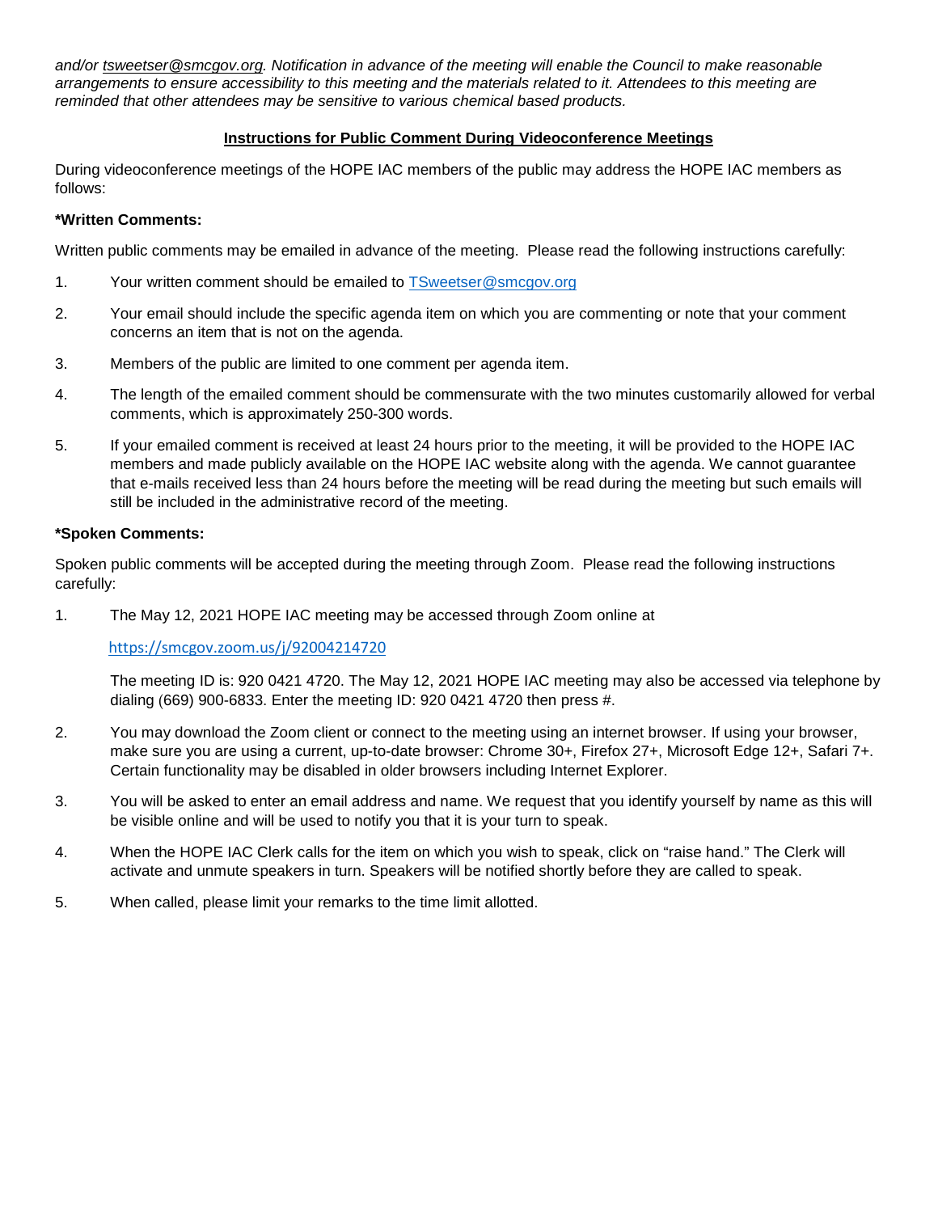*and/or tsweetser@smcgov.org. Notification in advance of the meeting will enable the Council to make reasonable arrangements to ensure accessibility to this meeting and the materials related to it. Attendees to this meeting are reminded that other attendees may be sensitive to various chemical based products.*

## Instructions for Public Comment During Videoconference Meetings

During videoconference meetings of the HOPE IAC members of the public may address the HOPE IAC members as follows:

**\*Written Comments:**

Written public comments may be emailed in advance of the meeting. Please read the following instructions carefully:

1. Your written comment should be emailed to TSweetser@smcgov.org
2. Your email should include the specific agenda item on which you are commenting or note that your comment concerns an item that is not on the agenda.
3. Members of the public are limited to one comment per agenda item.
4. The length of the emailed comment should be commensurate with the two minutes customarily allowed for verbal comments, which is approximately 250-300 words.
5. If your emailed comment is received at least 24 hours prior to the meeting, it will be provided to the HOPE IAC members and made publicly available on the HOPE IAC website along with the agenda. We cannot guarantee that e-mails received less than 24 hours before the meeting will be read during the meeting but such emails will still be included in the administrative record of the meeting.

**\*Spoken Comments:**

Spoken public comments will be accepted during the meeting through Zoom. Please read the following instructions carefully:

1. The May 12, 2021 HOPE IAC meeting may be accessed through Zoom online at

   https://smcgov.zoom.us/j/92004214720

   The meeting ID is: 920 0421 4720. The May 12, 2021 HOPE IAC meeting may also be accessed via telephone by dialing (669) 900-6833. Enter the meeting ID: 920 0421 4720 then press #.
2. You may download the Zoom client or connect to the meeting using an internet browser. If using your browser, make sure you are using a current, up-to-date browser: Chrome 30+, Firefox 27+, Microsoft Edge 12+, Safari 7+. Certain functionality may be disabled in older browsers including Internet Explorer.
3. You will be asked to enter an email address and name. We request that you identify yourself by name as this will be visible online and will be used to notify you that it is your turn to speak.
4. When the HOPE IAC Clerk calls for the item on which you wish to speak, click on "raise hand." The Clerk will activate and unmute speakers in turn. Speakers will be notified shortly before they are called to speak.
5. When called, please limit your remarks to the time limit allotted.